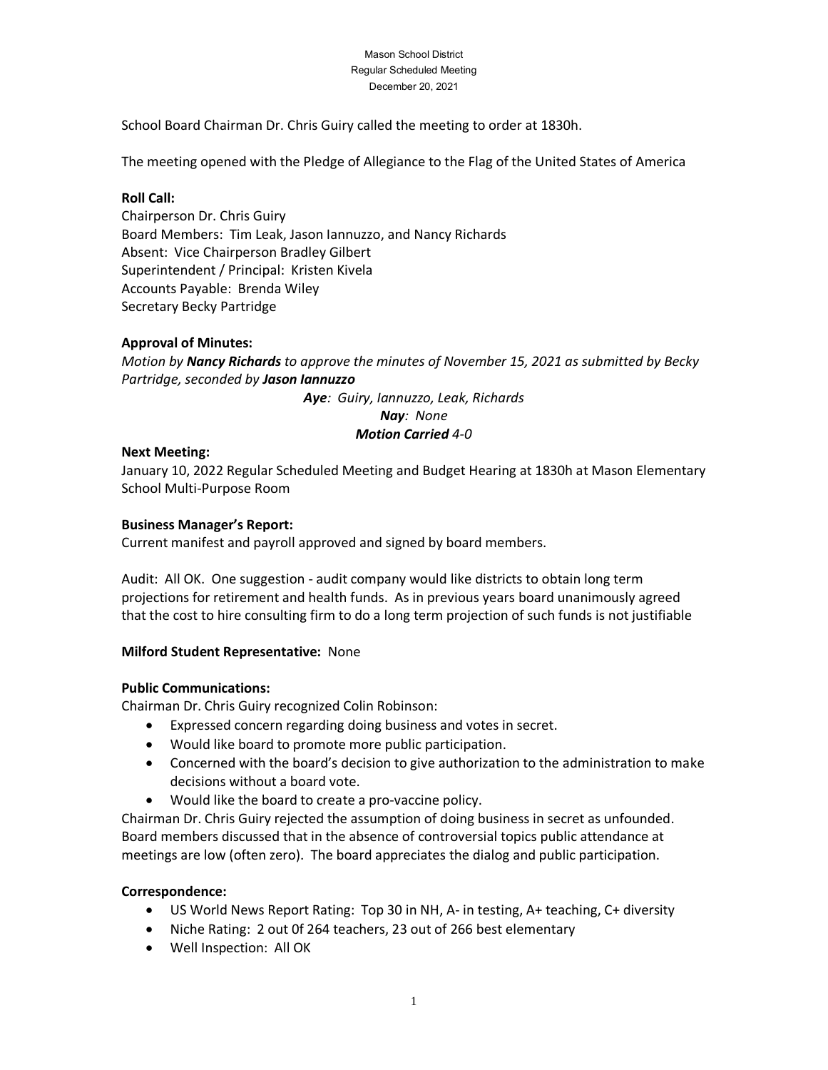Mason School District
Regular Scheduled Meeting
December 20, 2021

School Board Chairman Dr. Chris Guiry called the meeting to order at 1830h.

The meeting opened with the Pledge of Allegiance to the Flag of the United States of America

**Roll Call:**
Chairperson Dr. Chris Guiry
Board Members: Tim Leak, Jason Iannuzzo, and Nancy Richards
Absent: Vice Chairperson Bradley Gilbert
Superintendent / Principal: Kristen Kivela
Accounts Payable: Brenda Wiley
Secretary Becky Partridge

**Approval of Minutes:**
*Motion by **Nancy Richards** to approve the minutes of November 15, 2021 as submitted by Becky Partridge, seconded by **Jason Iannuzzo***

***Aye**: Guiry, Iannuzzo, Leak, Richards*
***Nay**: None*
***Motion Carried** 4-0*

**Next Meeting:**
January 10, 2022 Regular Scheduled Meeting and Budget Hearing at 1830h at Mason Elementary School Multi-Purpose Room

**Business Manager's Report:**
Current manifest and payroll approved and signed by board members.

Audit: All OK. One suggestion - audit company would like districts to obtain long term projections for retirement and health funds. As in previous years board unanimously agreed that the cost to hire consulting firm to do a long term projection of such funds is not justifiable

**Milford Student Representative:** None

**Public Communications:**
Chairman Dr. Chris Guiry recognized Colin Robinson:

- Expressed concern regarding doing business and votes in secret.
- Would like board to promote more public participation.
- Concerned with the board's decision to give authorization to the administration to make decisions without a board vote.
- Would like the board to create a pro-vaccine policy.

Chairman Dr. Chris Guiry rejected the assumption of doing business in secret as unfounded. Board members discussed that in the absence of controversial topics public attendance at meetings are low (often zero). The board appreciates the dialog and public participation.

**Correspondence:**

- US World News Report Rating: Top 30 in NH, A- in testing, A+ teaching, C+ diversity
- Niche Rating: 2 out 0f 264 teachers, 23 out of 266 best elementary
- Well Inspection: All OK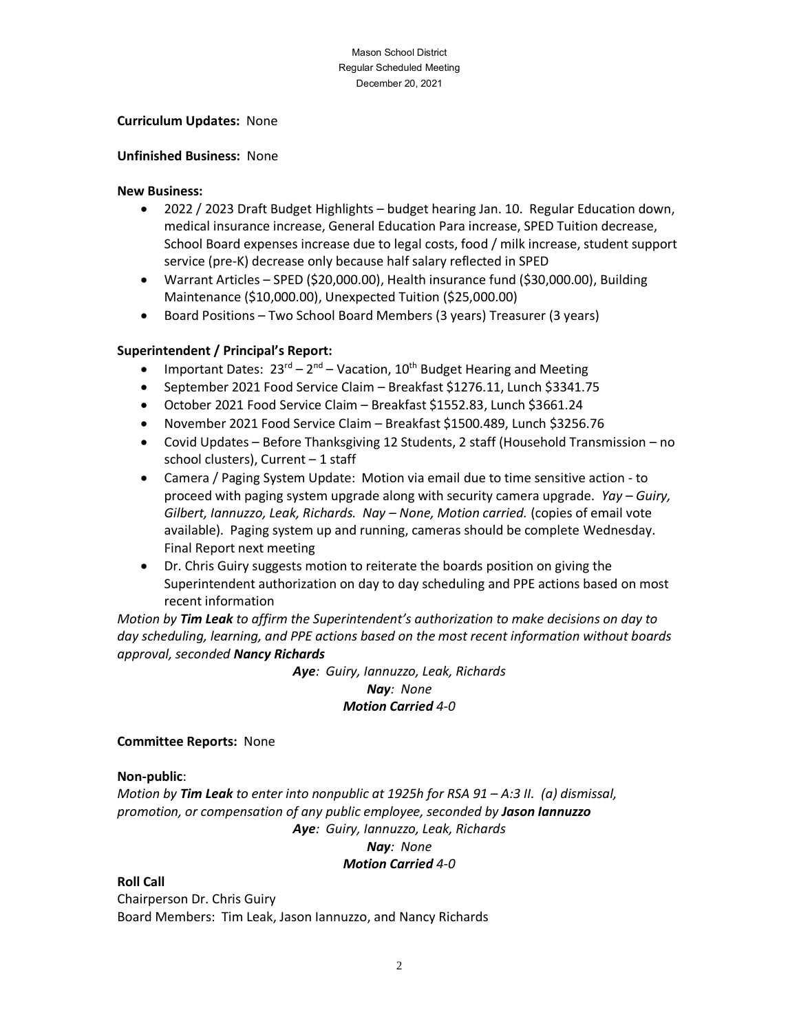**Curriculum Updates:** None

**Unfinished Business:** None

**New Business:**

- 2022 / 2023 Draft Budget Highlights – budget hearing Jan. 10. Regular Education down, medical insurance increase, General Education Para increase, SPED Tuition decrease, School Board expenses increase due to legal costs, food / milk increase, student support service (pre-K) decrease only because half salary reflected in SPED
- Warrant Articles – SPED ($20,000.00), Health insurance fund ($30,000.00), Building Maintenance ($10,000.00), Unexpected Tuition ($25,000.00)
- Board Positions – Two School Board Members (3 years) Treasurer (3 years)

**Superintendent / Principal's Report:**

- Important Dates: 23rd – 2nd – Vacation, 10th Budget Hearing and Meeting
- September 2021 Food Service Claim – Breakfast $1276.11, Lunch $3341.75
- October 2021 Food Service Claim – Breakfast $1552.83, Lunch $3661.24
- November 2021 Food Service Claim – Breakfast $1500.489, Lunch $3256.76
- Covid Updates – Before Thanksgiving 12 Students, 2 staff (Household Transmission – no school clusters), Current – 1 staff
- Camera / Paging System Update: Motion via email due to time sensitive action - to proceed with paging system upgrade along with security camera upgrade. *Yay – Guiry, Gilbert, Iannuzzo, Leak, Richards. Nay – None, Motion carried.* (copies of email vote available). Paging system up and running, cameras should be complete Wednesday. Final Report next meeting
- Dr. Chris Guiry suggests motion to reiterate the boards position on giving the Superintendent authorization on day to day scheduling and PPE actions based on most recent information

*Motion by **Tim Leak** to affirm the Superintendent's authorization to make decisions on day to day scheduling, learning, and PPE actions based on the most recent information without boards approval, seconded **Nancy Richards***

***Aye**: Guiry, Iannuzzo, Leak, Richards*
***Nay**: None*
***Motion Carried** 4-0*

**Committee Reports:** None

**Non-public**:

*Motion by **Tim Leak** to enter into nonpublic at 1925h for RSA 91 – A:3 II. (a) dismissal, promotion, or compensation of any public employee, seconded by **Jason Iannuzzo***

***Aye**: Guiry, Iannuzzo, Leak, Richards*
***Nay**: None*
***Motion Carried** 4-0*

**Roll Call**

Chairperson Dr. Chris Guiry
Board Members: Tim Leak, Jason Iannuzzo, and Nancy Richards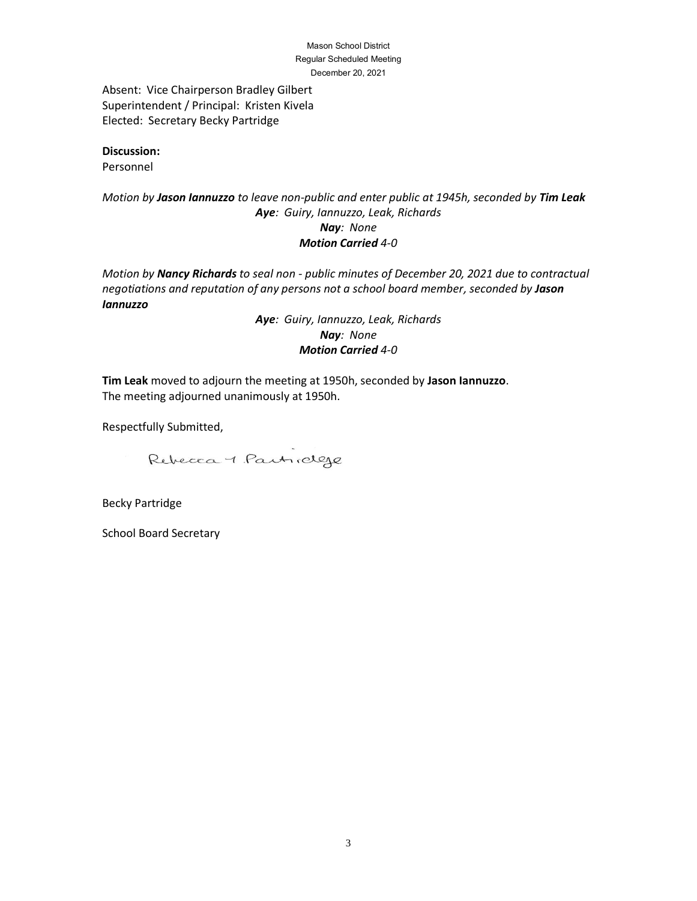Absent: Vice Chairperson Bradley Gilbert
Superintendent / Principal: Kristen Kivela
Elected: Secretary Becky Partridge

**Discussion:**
Personnel

*Motion by **Jason Iannuzzo** to leave non-public and enter public at 1945h, seconded by **Tim Leak***

***Aye**: Guiry, Iannuzzo, Leak, Richards*
***Nay**: None*
***Motion Carried** 4-0*

*Motion by **Nancy Richards** to seal non - public minutes of December 20, 2021 due to contractual negotiations and reputation of any persons not a school board member, seconded by **Jason Iannuzzo***

***Aye**: Guiry, Iannuzzo, Leak, Richards*
***Nay**: None*
***Motion Carried** 4-0*

**Tim Leak** moved to adjourn the meeting at 1950h, seconded by **Jason Iannuzzo**.
The meeting adjourned unanimously at 1950h.

Respectfully Submitted,

Rebecca T. Partridge

Becky Partridge

School Board Secretary